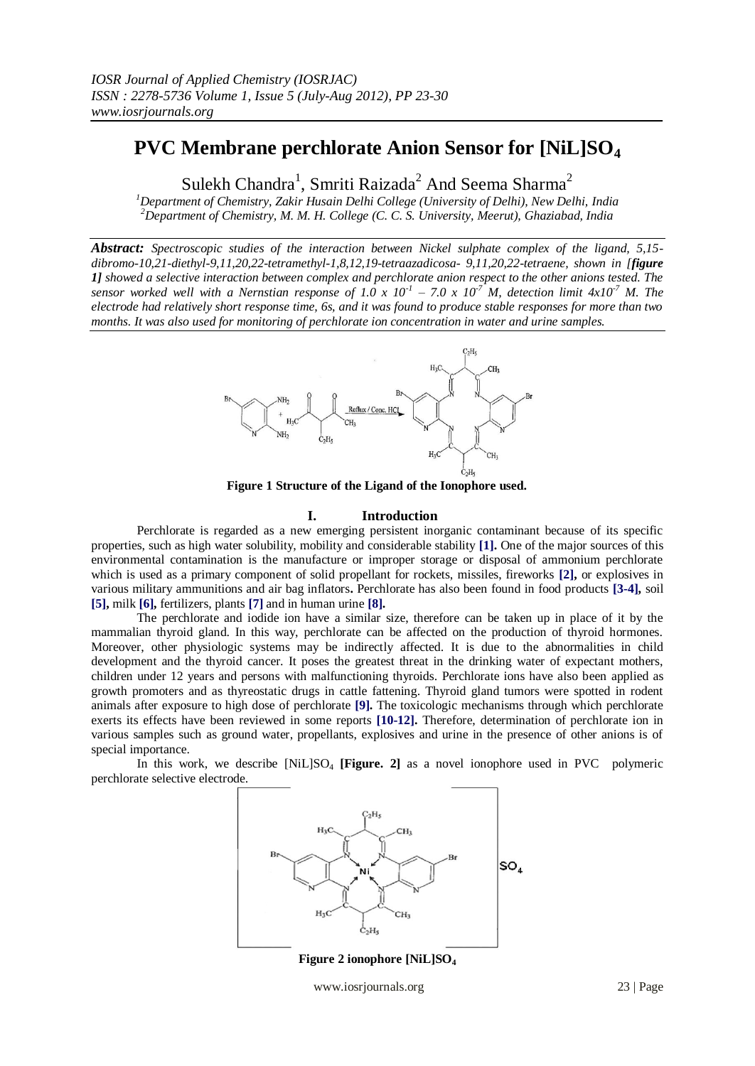# PVC Membrane perchlorate Anion Sensor for $[NiL]SO_4$

Sulekh Chandra[1], Smriti Raizada[2] And Seema Sharma[2]

[1]Department of Chemistry, Zakir Husain Delhi College (University of Delhi), New Delhi, India
[2]Department of Chemistry, M. M. H. College (C. C. S. University, Meerut), Ghaziabad, India

***Abstract:*** *Spectroscopic studies of the interaction between Nickel sulphate complex of the ligand, 5,15-dibromo-10,21-diethyl-9,11,20,22-tetramethyl-1,8,12,19-tetraazadicosa- 9,11,20,22-tetraene, shown in [**figure 1**] showed a selective interaction between complex and perchlorate anion respect to the other anions tested. The sensor worked well with a Nernstian response of $1.0 \times 10^{-1} - 7.0 \times 10^{-7}$ M, detection limit $4 \times 10^{-7}$ M. The electrode had relatively short response time, 6s, and it was found to produce stable responses for more than two months. It was also used for monitoring of perchlorate ion concentration in water and urine samples.*

Reflux / Conc. HCl

**Figure 1 Structure of the Ligand of the Ionophore used.**

## I. Introduction

Perchlorate is regarded as a new emerging persistent inorganic contaminant because of its specific properties, such as high water solubility, mobility and considerable stability **[1].** One of the major sources of this environmental contamination is the manufacture or improper storage or disposal of ammonium perchlorate which is used as a primary component of solid propellant for rockets, missiles, fireworks **[2],** or explosives in various military ammunitions and air bag inflators**.** Perchlorate has also been found in food products **[3-4],** soil **[5],** milk **[6],** fertilizers, plants **[7]** and in human urine **[8].**

The perchlorate and iodide ion have a similar size, therefore can be taken up in place of it by the mammalian thyroid gland. In this way, perchlorate can be affected on the production of thyroid hormones. Moreover, other physiologic systems may be indirectly affected. It is due to the abnormalities in child development and the thyroid cancer. It poses the greatest threat in the drinking water of expectant mothers, children under 12 years and persons with malfunctioning thyroids. Perchlorate ions have also been applied as growth promoters and as thyreostatic drugs in cattle fattening. Thyroid gland tumors were spotted in rodent animals after exposure to high dose of perchlorate **[9].** The toxicologic mechanisms through which perchlorate exerts its effects have been reviewed in some reports **[10-12].** Therefore, determination of perchlorate ion in various samples such as ground water, propellants, explosives and urine in the presence of other anions is of special importance.

In this work, we describe $[NiL]SO_4$ **[Figure. 2]** as a novel ionophore used in PVC polymeric perchlorate selective electrode.

$SO_4$

**Figure 2 ionophore $[NiL]SO_4$**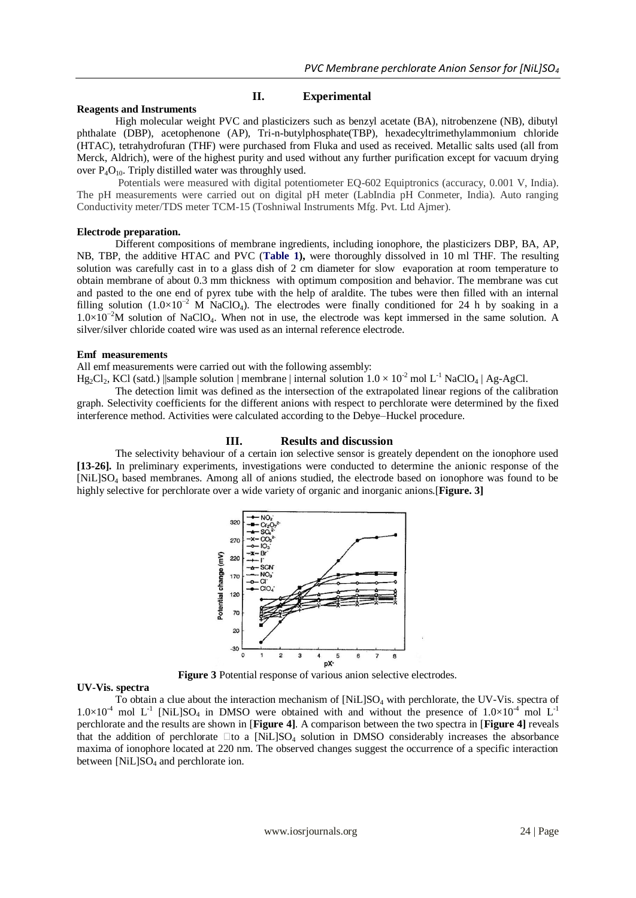## II. Experimental

**Reagents and Instruments**

High molecular weight PVC and plasticizers such as benzyl acetate (BA), nitrobenzene (NB), dibutyl phthalate (DBP), acetophenone (AP), Tri-n-butylphosphate(TBP), hexadecyltrimethylammonium chloride (HTAC), tetrahydrofuran (THF) were purchased from Fluka and used as received. Metallic salts used (all from Merck, Aldrich), were of the highest purity and used without any further purification except for vacuum drying over $P_4O_{10}$. Triply distilled water was throughly used.

Potentials were measured with digital potentiometer EQ-602 Equiptronics (accuracy, 0.001 V, India). The pH measurements were carried out on digital pH meter (LabIndia pH Conmeter, India). Auto ranging Conductivity meter/TDS meter TCM-15 (Toshniwal Instruments Mfg. Pvt. Ltd Ajmer).

**Electrode preparation.**

Different compositions of membrane ingredients, including ionophore, the plasticizers DBP, BA, AP, NB, TBP, the additive HTAC and PVC (**Table 1**), were thoroughly dissolved in 10 ml THF. The resulting solution was carefully cast in to a glass dish of 2 cm diameter for slow evaporation at room temperature to obtain membrane of about 0.3 mm thickness with optimum composition and behavior. The membrane was cut and pasted to the one end of pyrex tube with the help of araldite. The tubes were then filled with an internal filling solution ($1.0\times10^{-2}$ M $NaClO_4$). The electrodes were finally conditioned for 24 h by soaking in a $1.0\times10^{-2}$M solution of $NaClO_4$. When not in use, the electrode was kept immersed in the same solution. A silver/silver chloride coated wire was used as an internal reference electrode.

**Emf measurements**

All emf measurements were carried out with the following assembly:

$Hg_2Cl_2$, KCl (satd.) ||sample solution | membrane | internal solution $1.0 \times 10^{-2}$ mol $L^{-1}$ $NaClO_4$ | Ag-AgCl.

The detection limit was defined as the intersection of the extrapolated linear regions of the calibration graph. Selectivity coefficients for the different anions with respect to perchlorate were determined by the fixed interference method. Activities were calculated according to the Debye–Huckel procedure.

## III. Results and discussion

The selectivity behaviour of a certain ion selective sensor is greately dependent on the ionophore used **[13-26].** In preliminary experiments, investigations were conducted to determine the anionic response of the $[NiL]SO_4$ based membranes. Among all of anions studied, the electrode based on ionophore was found to be highly selective for perchlorate over a wide variety of organic and inorganic anions.[**Figure. 3]**

$NO_2^-$
$Cr_2O_7^{2-}$
$SO_4^{2-}$
$CO_3^{2-}$
$IO_3^-$
$Br^-$
$I^-$
$SCN^-$
$NO_3^-$
$Cl^-$
$ClO_4^-$

Potential change (mV)

320
270
220
170
120
70
20
-30

0 1 2 3 4 5 6 7 8

pX⁻

**Figure 3** Potential response of various anion selective electrodes.

**UV-Vis. spectra**

To obtain a clue about the interaction mechanism of $[NiL]SO_4$ with perchlorate, the UV-Vis. spectra of $1.0\times10^{-4}$ mol $L^{-1}$ $[NiL]SO_4$ in DMSO were obtained with and without the presence of $1.0\times10^{-4}$ mol $L^{-1}$ perchlorate and the results are shown in [**Figure 4]**. A comparison between the two spectra in [**Figure 4]** reveals that the addition of perchlorate to a $[NiL]SO_4$ solution in DMSO considerably increases the absorbance maxima of ionophore located at 220 nm. The observed changes suggest the occurrence of a specific interaction between $[NiL]SO_4$ and perchlorate ion.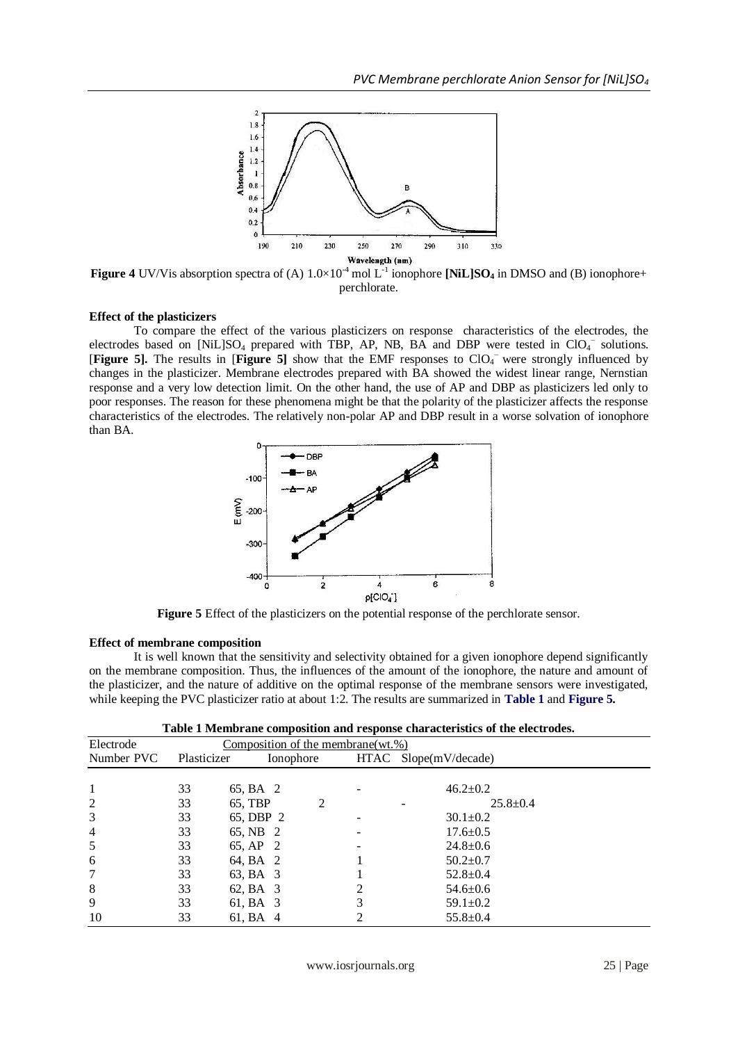Figure 4 chart text:

2
1.8
1.6
1.4
1.2
1
0.8
0.6
0.4
0.2
0

Absorbance

190 210 230 250 270 290 310 330

Wavelength (nm)

B

A

**Figure 4** UV/Vis absorption spectra of (A) $1.0\times10^{-4}$ mol $L^{-1}$ ionophore **$[NiL]SO_4$** in DMSO and (B) ionophore+ perchlorate.

**Effect of the plasticizers**

To compare the effect of the various plasticizers on response characteristics of the electrodes, the electrodes based on $[NiL]SO_4$ prepared with TBP, AP, NB, BA and DBP were tested in $ClO_4^-$ solutions. [**Figure 5**]. The results in [**Figure 5**] show that the EMF responses to $ClO_4^-$ were strongly influenced by changes in the plasticizer. Membrane electrodes prepared with BA showed the widest linear range, Nernstian response and a very low detection limit. On the other hand, the use of AP and DBP as plasticizers led only to poor responses. The reason for these phenomena might be that the polarity of the plasticizer affects the response characteristics of the electrodes. The relatively non-polar AP and DBP result in a worse solvation of ionophore than BA.

Figure 5 chart text:

0
-100
-200
-300
-400

E (mV)

DBP
BA
AP

0 2 4 6 8

$p[ClO_4^-]$

**Figure 5** Effect of the plasticizers on the potential response of the perchlorate sensor.

**Effect of membrane composition**

It is well known that the sensitivity and selectivity obtained for a given ionophore depend significantly on the membrane composition. Thus, the influences of the amount of the ionophore, the nature and amount of the plasticizer, and the nature of additive on the optimal response of the membrane sensors were investigated, while keeping the PVC plasticizer ratio at about 1:2. The results are summarized in **Table 1** and **Figure 5.**

**Table 1 Membrane composition and response characteristics of the electrodes.**

| Electrode Number | Composition of the membrane(wt.%) PVC | Plasticizer | Ionophore | HTAC | Slope(mV/decade) |
|---|---|---|---|---|---|
| 1 | 33 | 65, BA | 2 | - | 46.2±0.2 |
| 2 | 33 | 65, TBP | 2 | - | 25.8±0.4 |
| 3 | 33 | 65, DBP | 2 | - | 30.1±0.2 |
| 4 | 33 | 65, NB | 2 | - | 17.6±0.5 |
| 5 | 33 | 65, AP | 2 | - | 24.8±0.6 |
| 6 | 33 | 64, BA | 2 | 1 | 50.2±0.7 |
| 7 | 33 | 63, BA | 3 | 1 | 52.8±0.4 |
| 8 | 33 | 62, BA | 3 | 2 | 54.6±0.6 |
| 9 | 33 | 61, BA | 3 | 3 | 59.1±0.2 |
| 10 | 33 | 61, BA | 4 | 2 | 55.8±0.4 |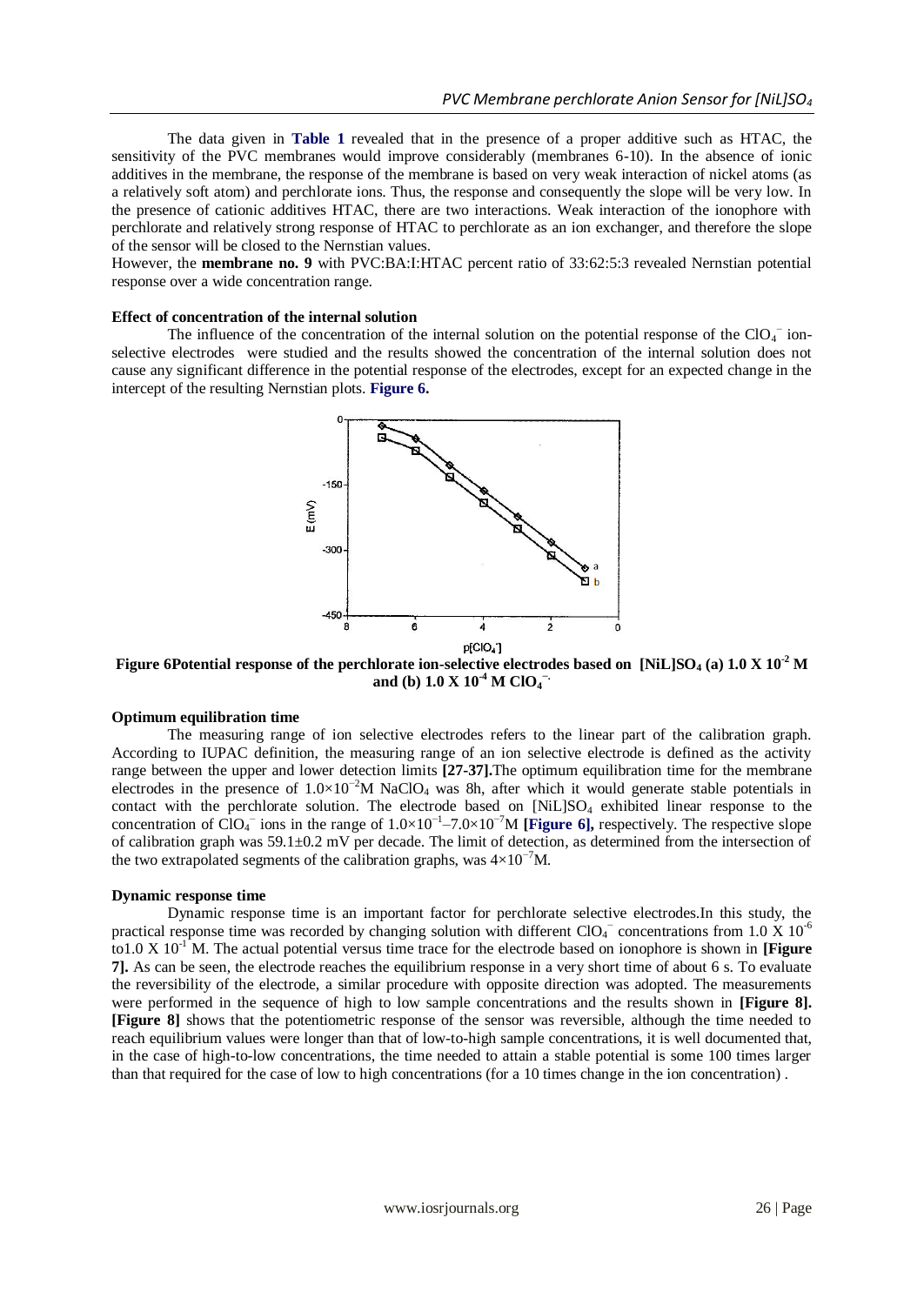The data given in **Table 1** revealed that in the presence of a proper additive such as HTAC, the sensitivity of the PVC membranes would improve considerably (membranes 6-10). In the absence of ionic additives in the membrane, the response of the membrane is based on very weak interaction of nickel atoms (as a relatively soft atom) and perchlorate ions. Thus, the response and consequently the slope will be very low. In the presence of cationic additives HTAC, there are two interactions. Weak interaction of the ionophore with perchlorate and relatively strong response of HTAC to perchlorate as an ion exchanger, and therefore the slope of the sensor will be closed to the Nernstian values.

However, the **membrane no. 9** with PVC:BA:I:HTAC percent ratio of 33:62:5:3 revealed Nernstian potential response over a wide concentration range.

**Effect of concentration of the internal solution**

The influence of the concentration of the internal solution on the potential response of the $ClO_4^-$ ion-selective electrodes were studied and the results showed the concentration of the internal solution does not cause any significant difference in the potential response of the electrodes, except for an expected change in the intercept of the resulting Nernstian plots. **Figure 6.**

0

-150

E (mV)

-300

-450

8 6 4 2 0

p[ClO₄⁻]

a

b

**Figure 6Potential response of the perchlorate ion-selective electrodes based on [NiL]$SO_4$ (a) 1.0 X $10^{-2}$ M and (b) 1.0 X $10^{-4}$ M $ClO_4^-$.**

**Optimum equilibration time**

The measuring range of ion selective electrodes refers to the linear part of the calibration graph. According to IUPAC definition, the measuring range of an ion selective electrode is defined as the activity range between the upper and lower detection limits **[27-37].**The optimum equilibration time for the membrane electrodes in the presence of $1.0\times10^{-2}$M $NaClO_4$ was 8h, after which it would generate stable potentials in contact with the perchlorate solution. The electrode based on [NiL]$SO_4$ exhibited linear response to the concentration of $ClO_4^-$ ions in the range of $1.0\times10^{-1}$–$7.0\times10^{-7}$M **[Figure 6],** respectively. The respective slope of calibration graph was 59.1±0.2 mV per decade. The limit of detection, as determined from the intersection of the two extrapolated segments of the calibration graphs, was $4\times10^{-7}$M.

**Dynamic response time**

Dynamic response time is an important factor for perchlorate selective electrodes.In this study, the practical response time was recorded by changing solution with different $ClO_4^-$ concentrations from 1.0 X $10^{-6}$ to1.0 X $10^{-1}$ M. The actual potential versus time trace for the electrode based on ionophore is shown in **[Figure 7].** As can be seen, the electrode reaches the equilibrium response in a very short time of about 6 s. To evaluate the reversibility of the electrode, a similar procedure with opposite direction was adopted. The measurements were performed in the sequence of high to low sample concentrations and the results shown in **[Figure 8]. [Figure 8]** shows that the potentiometric response of the sensor was reversible, although the time needed to reach equilibrium values were longer than that of low-to-high sample concentrations, it is well documented that, in the case of high-to-low concentrations, the time needed to attain a stable potential is some 100 times larger than that required for the case of low to high concentrations (for a 10 times change in the ion concentration) .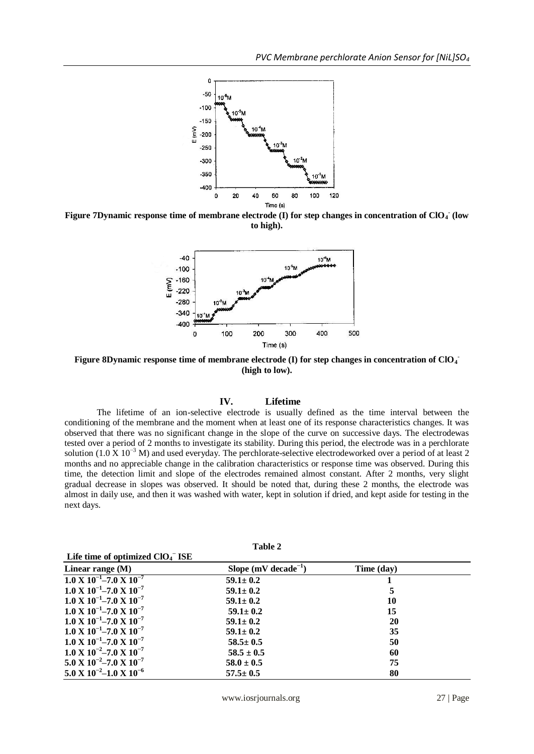0
-50
-100
-150
-200
-250
-300
-350
-400

0 20 40 60 80 100 120

Time (s)

E (mV)

$10^{-6}$M
$10^{-5}$M
$10^{-4}$M
$10^{-3}$M
$10^{-2}$M
$10^{-1}$M

**Figure 7Dynamic response time of membrane electrode (I) for step changes in concentration of $ClO_4^-$ (low to high).**

-40
-100
-160
-220
-280
-340
-400

0 100 200 300 400 500

Time (s)

E (mV)

$10^{-1}$M
$10^{-2}$M
$10^{-3}$M
$10^{-4}$M
$10^{-5}$M
$10^{-6}$M

**Figure 8Dynamic response time of membrane electrode (I) for step changes in concentration of $ClO_4^-$ (high to low).**

## IV. Lifetime

The lifetime of an ion-selective electrode is usually defined as the time interval between the conditioning of the membrane and the moment when at least one of its response characteristics changes. It was observed that there was no significant change in the slope of the curve on successive days. The electrodewas tested over a period of 2 months to investigate its stability. During this period, the electrode was in a perchlorate solution ($1.0 \times 10^{-3}$ M) and used everyday. The perchlorate-selective electrodeworked over a period of at least 2 months and no appreciable change in the calibration characteristics or response time was observed. During this time, the detection limit and slope of the electrodes remained almost constant. After 2 months, very slight gradual decrease in slopes was observed. It should be noted that, during these 2 months, the electrode was almost in daily use, and then it was washed with water, kept in solution if dried, and kept aside for testing in the next days.

**Table 2**

**Life time of optimized $ClO_4^-$ ISE**

| Linear range (M) | Slope (mV decade$^{-1}$) | Time (day) |
|---|---|---|
| $1.0 \times 10^{-1}$–$7.0 \times 10^{-7}$ | 59.1± 0.2 | 1 |
| $1.0 \times 10^{-1}$–$7.0 \times 10^{-7}$ | 59.1± 0.2 | 5 |
| $1.0 \times 10^{-1}$–$7.0 \times 10^{-7}$ | 59.1± 0.2 | 10 |
| $1.0 \times 10^{-1}$–$7.0 \times 10^{-7}$ | 59.1± 0.2 | 15 |
| $1.0 \times 10^{-1}$–$7.0 \times 10^{-7}$ | 59.1± 0.2 | 20 |
| $1.0 \times 10^{-1}$–$7.0 \times 10^{-7}$ | 59.1± 0.2 | 35 |
| $1.0 \times 10^{-1}$–$7.0 \times 10^{-7}$ | 58.5± 0.5 | 50 |
| $1.0 \times 10^{-2}$–$7.0 \times 10^{-7}$ | 58.5 ± 0.5 | 60 |
| $5.0 \times 10^{-2}$–$7.0 \times 10^{-7}$ | 58.0 ± 0.5 | 75 |
| $5.0 \times 10^{-2}$–$1.0 \times 10^{-6}$ | 57.5± 0.5 | 80 |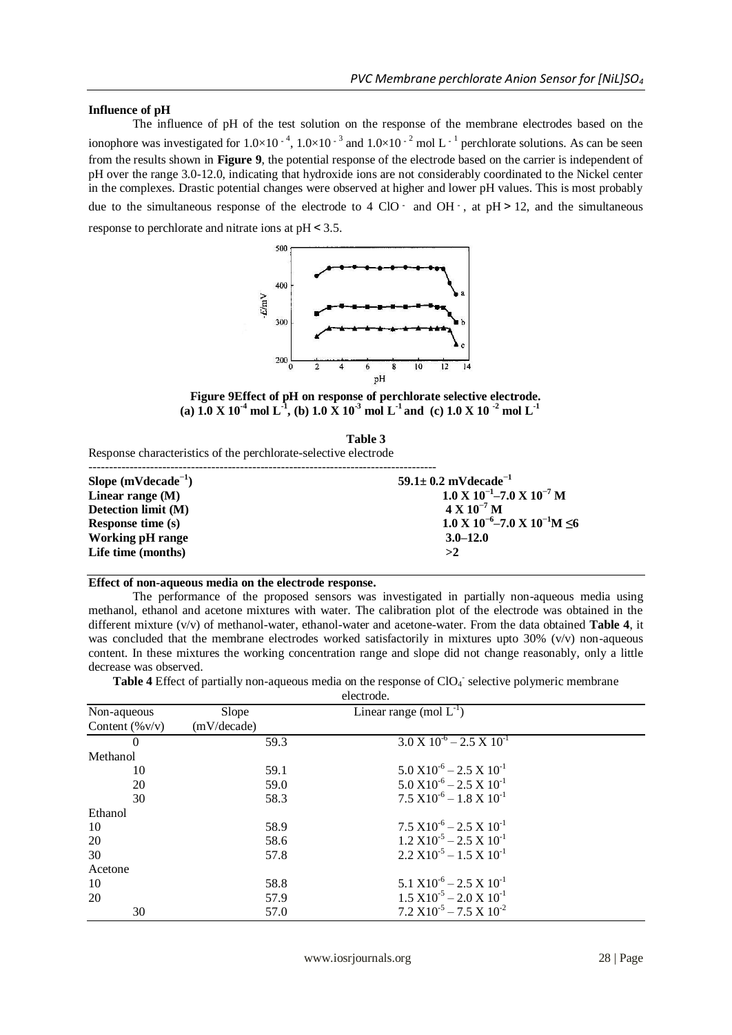**Influence of pH**

The influence of pH of the test solution on the response of the membrane electrodes based on the ionophore was investigated for $1.0\times10^{-4}$, $1.0\times10^{-3}$ and $1.0\times10^{-2}$ mol $L^{-1}$ perchlorate solutions. As can be seen from the results shown in **Figure 9**, the potential response of the electrode based on the carrier is independent of pH over the range 3.0-12.0, indicating that hydroxide ions are not considerably coordinated to the Nickel center in the complexes. Drastic potential changes were observed at higher and lower pH values. This is most probably due to the simultaneous response of the electrode to 4 $ClO^-$ and $OH^-$, at pH > 12, and the simultaneous response to perchlorate and nitrate ions at pH < 3.5.

500
400
300
200
-E/mV
0 2 4 6 8 10 12 14
pH
a
b
c

**Figure 9Effect of pH on response of perchlorate selective electrode. (a) $1.0 \times 10^{-4}$ mol $L^{-1}$, (b) $1.0 \times 10^{-3}$ mol $L^{-1}$ and (c) $1.0 \times 10^{-2}$ mol $L^{-1}$**

**Table 3**

Response characteristics of the perchlorate-selective electrode

| | |
|---|---|
| **Slope (mVdecade$^{-1}$)** | **59.1± 0.2 mVdecade$^{-1}$** |
| **Linear range (M)** | **$1.0 \times 10^{-1}$–$7.0 \times 10^{-7}$ M** |
| **Detection limit (M)** | **$4 \times 10^{-7}$ M** |
| **Response time (s)** | **$1.0 \times 10^{-6}$–$7.0 \times 10^{-1}$M ≤6** |
| **Working pH range** | **3.0–12.0** |
| **Life time (months)** | **>2** |

**Effect of non-aqueous media on the electrode response.**

The performance of the proposed sensors was investigated in partially non-aqueous media using methanol, ethanol and acetone mixtures with water. The calibration plot of the electrode was obtained in the different mixture (v/v) of methanol-water, ethanol-water and acetone-water. From the data obtained **Table 4**, it was concluded that the membrane electrodes worked satisfactorily in mixtures upto 30% (v/v) non-aqueous content. In these mixtures the working concentration range and slope did not change reasonably, only a little decrease was observed.

**Table 4** Effect of partially non-aqueous media on the response of $ClO_4^-$ selective polymeric membrane electrode.

| Non-aqueous Content (%v/v) | Slope (mV/decade) | Linear range (mol $L^{-1}$) |
|---|---|---|
| 0 | 59.3 | $3.0 \times 10^{-6} - 2.5 \times 10^{-1}$ |
| Methanol | | |
| 10 | 59.1 | $5.0 \times 10^{-6} - 2.5 \times 10^{-1}$ |
| 20 | 59.0 | $5.0 \times 10^{-6} - 2.5 \times 10^{-1}$ |
| 30 | 58.3 | $7.5 \times 10^{-6} - 1.8 \times 10^{-1}$ |
| Ethanol | | |
| 10 | 58.9 | $7.5 \times 10^{-6} - 2.5 \times 10^{-1}$ |
| 20 | 58.6 | $1.2 \times 10^{-5} - 2.5 \times 10^{-1}$ |
| 30 | 57.8 | $2.2 \times 10^{-5} - 1.5 \times 10^{-1}$ |
| Acetone | | |
| 10 | 58.8 | $5.1 \times 10^{-6} - 2.5 \times 10^{-1}$ |
| 20 | 57.9 | $1.5 \times 10^{-5} - 2.0 \times 10^{-1}$ |
| 30 | 57.0 | $7.2 \times 10^{-5} - 7.5 \times 10^{-2}$ |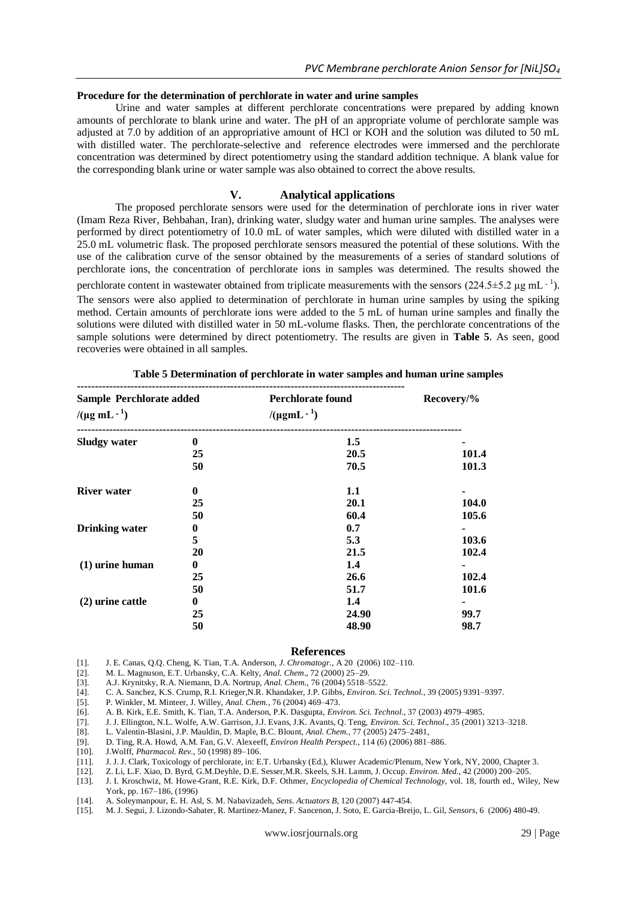### Procedure for the determination of perchlorate in water and urine samples

Urine and water samples at different perchlorate concentrations were prepared by adding known amounts of perchlorate to blank urine and water. The pH of an appropriate volume of perchlorate sample was adjusted at 7.0 by addition of an appropriative amount of HCl or KOH and the solution was diluted to 50 mL with distilled water. The perchlorate-selective and reference electrodes were immersed and the perchlorate concentration was determined by direct potentiometry using the standard addition technique. A blank value for the corresponding blank urine or water sample was also obtained to correct the above results.

## V. Analytical applications

The proposed perchlorate sensors were used for the determination of perchlorate ions in river water (Imam Reza River, Behbahan, Iran), drinking water, sludgy water and human urine samples. The analyses were performed by direct potentiometry of 10.0 mL of water samples, which were diluted with distilled water in a 25.0 mL volumetric flask. The proposed perchlorate sensors measured the potential of these solutions. With the use of the calibration curve of the sensor obtained by the measurements of a series of standard solutions of perchlorate ions, the concentration of perchlorate ions in samples was determined. The results showed the perchlorate content in wastewater obtained from triplicate measurements with the sensors ($224.5 \pm 5.2$ μg $mL^{-1}$). The sensors were also applied to determination of perchlorate in human urine samples by using the spiking method. Certain amounts of perchlorate ions were added to the 5 mL of human urine samples and finally the solutions were diluted with distilled water in 50 mL-volume flasks. Then, the perchlorate concentrations of the sample solutions were determined by direct potentiometry. The results are given in **Table 5**. As seen, good recoveries were obtained in all samples.

**Table 5 Determination of perchlorate in water samples and human urine samples**

| Sample | Perchlorate added /(μg $mL^{-1}$) | Perchlorate found /(μg$mL^{-1}$) | Recovery/% |
|---|---|---|---|
| **Sludgy water** | **0** | **1.5** | **-** |
| | **25** | **20.5** | **101.4** |
| | **50** | **70.5** | **101.3** |
| **River water** | **0** | **1.1** | **-** |
| | **25** | **20.1** | **104.0** |
| | **50** | **60.4** | **105.6** |
| **Drinking water** | **0** | **0.7** | **-** |
| | **5** | **5.3** | **103.6** |
| | **20** | **21.5** | **102.4** |
| **(1) urine human** | **0** | **1.4** | **-** |
| | **25** | **26.6** | **102.4** |
| | **50** | **51.7** | **101.6** |
| **(2) urine cattle** | **0** | **1.4** | **-** |
| | **25** | **24.90** | **99.7** |
| | **50** | **48.90** | **98.7** |

## References

[1]. J. E. Canas, Q.Q. Cheng, K. Tian, T.A. Anderson, *J. Chromatogr.*, A 20 (2006) 102–110.

[2]. M. L. Magnuson, E.T. Urbansky, C.A. Kelty, *Anal. Chem*., 72 (2000) 25–29.

[3]. A.J. Krynitsky, R.A. Niemann, D.A. Nortrup, *Anal. Chem.*, 76 (2004) 5518–5522.

[4]. C. A. Sanchez, K.S. Crump, R.I. Krieger,N.R. Khandaker, J.P. Gibbs, *Environ. Sci. Technol.*, 39 (2005) 9391–9397.

[5]. P. Winkler, M. Minteer, J. Willey, *Anal. Chem.*, 76 (2004) 469–473.

[6]. A. B. Kirk, E.E. Smith, K. Tian, T.A. Anderson, P.K. Dasgupta, *Environ. Sci. Technol*., 37 (2003) 4979–4985.

[7]. J. J. Ellington, N.L. Wolfe, A.W. Garrison, J.J. Evans, J.K. Avants, Q. Teng, *Environ. Sci. Technol*., 35 (2001) 3213–3218.

[8]. L. Valentin-Blasini, J.P. Mauldin, D. Maple, B.C. Blount, *Anal. Chem.*, 77 (2005) 2475–2481,

[9]. D. Ting, R.A. Howd, A.M. Fan, G.V. Alexeeff, *Environ Health Perspect.*, 114 (6) (2006) 881–886.

[10]. J.Wolff, *Pharmacol. Rev.*, 50 (1998) 89–106.

[11]. J. J. J. Clark, Toxicology of perchlorate, in: E.T. Urbansky (Ed.), Kluwer Academic/Plenum, New York, NY, 2000, Chapter 3.

[12]. Z. Li, L.F. Xiao, D. Byrd, G.M.Deyhle, D.E. Sesser,M.R. Skeels, S.H. Lamm, J. Occup. *Environ. Med.*, 42 (2000) 200–205.

[13]. J. I. Kroschwiz, M. Howe-Grant, R.E. Kirk, D.F. Othmer, *Encyclopedia of Chemical Technology*, vol. 18, fourth ed., Wiley, New York, pp. 167–186, (1996)

[14]. A. Soleymanpour, E. H. Asl, S. M. Nabavizadeh, *Sens. Actuators B*, 120 (2007) 447-454.

[15]. M. J. Segui, J. Lizondo-Sabater, R. Martinez-Manez, F. Sancenon, J. Soto, E. Garcia-Breijo, L. Gil, *Sensors*, 6 (2006) 480-49.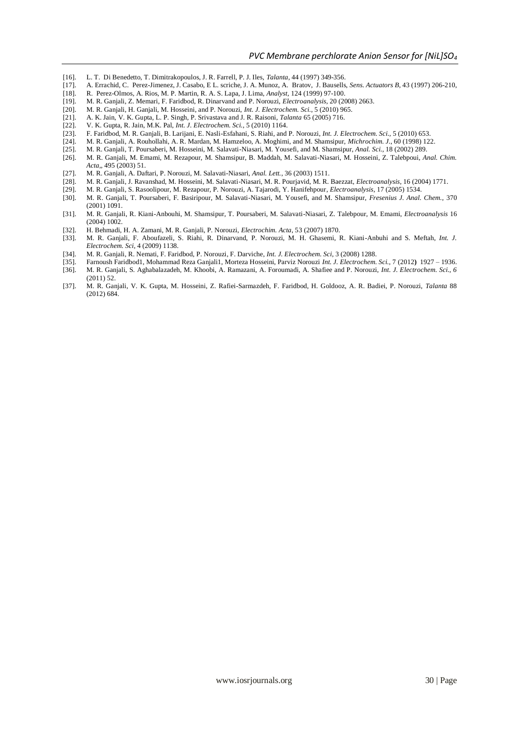[16]. L. T. Di Benedetto, T. Dimitrakopoulos, J. R. Farrell, P. J. Iles, *Talanta*, 44 (1997) 349-356.

[17]. A. Errachid, C. Perez-Jimenez, J. Casabo, E L. scriche, J. A. Munoz, A. Bratov, J. Bausells, *Sens. Actuators B*, 43 (1997) 206-210,

[18]. R. Perez-Olmos, A. Rios, M. P. Martin, R. A. S. Lapa, J. Lima, *Analyst*, 124 (1999) 97-100.

[19]. M. R. Ganjali, Z. Memari, F. Faridbod, R. Dinarvand and P. Norouzi, *Electroanalysis*, 20 (2008) 2663.

[20]. M. R. Ganjali, H. Ganjali, M. Hosseini, and P. Norouzi, *Int. J. Electrochem. Sci.*, 5 (2010) 965.

[21]. A. K. Jain, V. K. Gupta, L. P. Singh, P. Srivastava and J. R. Raisoni, *Talanta* 65 (2005) 716.

[22]. V. K. Gupta, R. Jain, M.K. Pal, *Int. J. Electrochem. Sci.*, 5 (2010) 1164.

[23]. F. Faridbod, M. R. Ganjali, B. Larijani, E. Nasli-Esfahani, S. Riahi, and P. Norouzi, *Int. J. Electrochem. Sci.*, 5 (2010) 653.

[24]. M. R. Ganjali, A. Rouhollahi, A. R. Mardan, M. Hamzeloo, A. Moghimi, and M. Shamsipur, *Michrochim. J.*, 60 (1998) 122.

[25]. M. R. Ganjali, T. Poursaberi, M. Hosseini, M. Salavati-Niasari, M. Yousefi, and M. Shamsipur, *Anal. Sci.*, 18 (2002) 289.

[26]. M. R. Ganjali, M. Emami, M. Rezapour, M. Shamsipur, B. Maddah, M. Salavati-Niasari, M. Hosseini, Z. Talebpoui, *Anal. Chim. Acta*,, 495 (2003) 51.

[27]. M. R. Ganjali, A. Daftari, P. Norouzi, M. Salavati-Niasari, *Anal. Lett.*, 36 (2003) 1511.

[28]. M. R. Ganjali, J. Ravanshad, M. Hosseini, M. Salavati-Niasari, M. R. Pourjavid, M. R. Baezzat, *Electroanalysis*, 16 (2004) 1771.

[29]. M. R. Ganjali, S. Rasoolipour, M. Rezapour, P. Norouzi, A. Tajarodi, Y. Hanifehpour, *Electroanalysis*, 17 (2005) 1534.

[30]. M. R. Ganjali, T. Poursaberi, F. Basiripour, M. Salavati-Niasari, M. Yousefi, and M. Shamsipur, *Fresenius J. Anal. Chem.*, 370 (2001) 1091.

[31]. M. R. Ganjali, R. Kiani-Anbouhi, M. Shamsipur, T. Poursaberi, M. Salavati-Niasari, Z. Talebpour, M. Emami, *Electroanalysis* 16 (2004) 1002.

[32]. H. Behmadi, H. A. Zamani, M. R. Ganjali, P. Norouzi, *Electrochim. Acta*, 53 (2007) 1870.

[33]. M. R. Ganjali, F. Aboufazeli, S. Riahi, R. Dinarvand, P. Norouzi, M. H. Ghasemi, R. Kiani-Anbuhi and S. Meftah, *Int. J. Electrochem. Sci*, 4 (2009) 1138.

[34]. M. R. Ganjali, R. Nemati, F. Faridbod, P. Norouzi, F. Darviche, *Int. J. Electrochem. Sci*, 3 (2008) 1288.

[35]. Farnoush Faridbod1, Mohammad Reza Ganjali1, Morteza Hosseini, Parviz Norouzi *Int. J. Electrochem. Sci.*, 7 (2012) 1927 – 1936.

[36]. M. R. Ganjali, S. Aghabalazadeh, M. Khoobi, A. Ramazani, A. Foroumadi, A. Shafiee and P. Norouzi, *Int. J. Electrochem. Sci., 6* (2011) 52.

[37]. M. R. Ganjali, V. K. Gupta, M. Hosseini, Z. Rafiei-Sarmazdeh, F. Faridbod, H. Goldooz, A. R. Badiei, P. Norouzi, *Talanta* 88 (2012) 684.